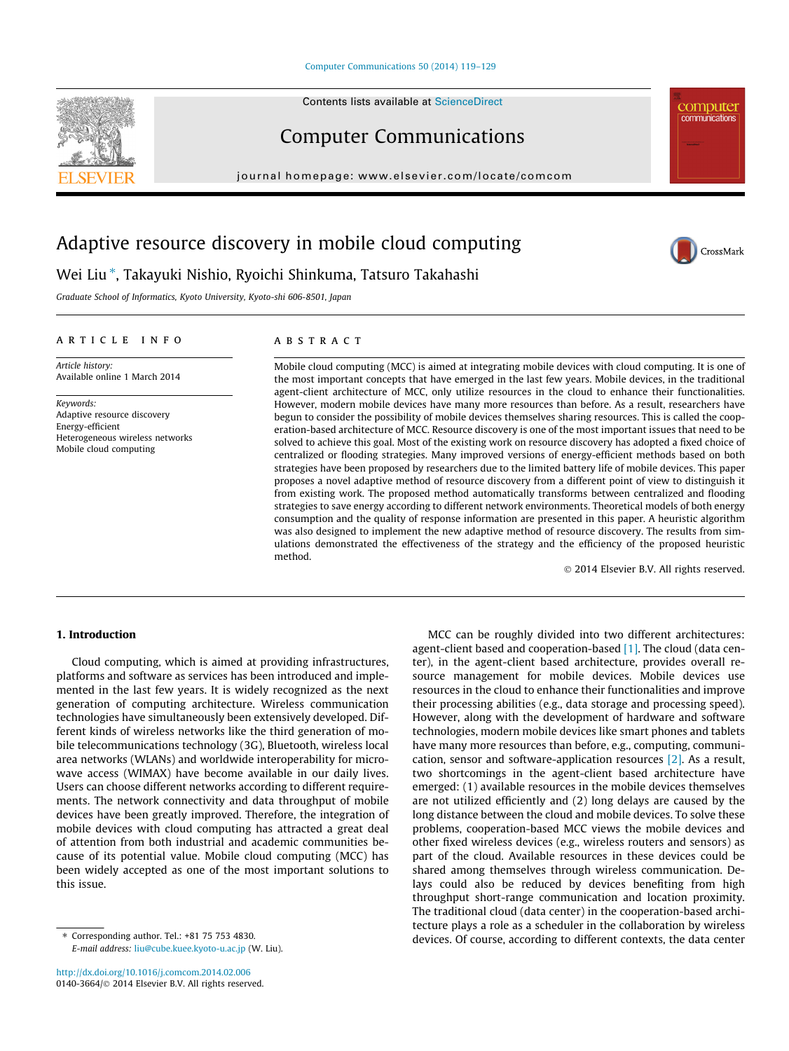# Adaptive resource discovery in mobile cloud computing

Wei Liu *, Takayuki Nishio, Ryoichi Shinkuma, Tatsuro Takahashi

*Graduate School of Informatics, Kyoto University, Kyoto-shi 606-8501, Japan*

**ARTICLE INFO**

*Article history:*
Available online 1 March 2014

*Keywords:*
Adaptive resource discovery
Energy-efficient
Heterogeneous wireless networks
Mobile cloud computing

**ABSTRACT**

Mobile cloud computing (MCC) is aimed at integrating mobile devices with cloud computing. It is one of the most important concepts that have emerged in the last few years. Mobile devices, in the traditional agent-client architecture of MCC, only utilize resources in the cloud to enhance their functionalities. However, modern mobile devices have many more resources than before. As a result, researchers have begun to consider the possibility of mobile devices themselves sharing resources. This is called the cooperation-based architecture of MCC. Resource discovery is one of the most important issues that need to be solved to achieve this goal. Most of the existing work on resource discovery has adopted a fixed choice of centralized or flooding strategies. Many improved versions of energy-efficient methods based on both strategies have been proposed by researchers due to the limited battery life of mobile devices. This paper proposes a novel adaptive method of resource discovery from a different point of view to distinguish it from existing work. The proposed method automatically transforms between centralized and flooding strategies to save energy according to different network environments. Theoretical models of both energy consumption and the quality of response information are presented in this paper. A heuristic algorithm was also designed to implement the new adaptive method of resource discovery. The results from simulations demonstrated the effectiveness of the strategy and the efficiency of the proposed heuristic method.

© 2014 Elsevier B.V. All rights reserved.

## 1. Introduction

Cloud computing, which is aimed at providing infrastructures, platforms and software as services has been introduced and implemented in the last few years. It is widely recognized as the next generation of computing architecture. Wireless communication technologies have simultaneously been extensively developed. Different kinds of wireless networks like the third generation of mobile telecommunications technology (3G), Bluetooth, wireless local area networks (WLANs) and worldwide interoperability for microwave access (WIMAX) have become available in our daily lives. Users can choose different networks according to different requirements. The network connectivity and data throughput of mobile devices have been greatly improved. Therefore, the integration of mobile devices with cloud computing has attracted a great deal of attention from both industrial and academic communities because of its potential value. Mobile cloud computing (MCC) has been widely accepted as one of the most important solutions to this issue.

MCC can be roughly divided into two different architectures: agent-client based and cooperation-based [1]. The cloud (data center), in the agent-client based architecture, provides overall resource management for mobile devices. Mobile devices use resources in the cloud to enhance their functionalities and improve their processing abilities (e.g., data storage and processing speed). However, along with the development of hardware and software technologies, modern mobile devices like smart phones and tablets have many more resources than before, e.g., computing, communication, sensor and software-application resources [2]. As a result, two shortcomings in the agent-client based architecture have emerged: (1) available resources in the mobile devices themselves are not utilized efficiently and (2) long delays are caused by the long distance between the cloud and mobile devices. To solve these problems, cooperation-based MCC views the mobile devices and other fixed wireless devices (e.g., wireless routers and sensors) as part of the cloud. Available resources in these devices could be shared among themselves through wireless communication. Delays could also be reduced by devices benefiting from high throughput short-range communication and location proximity. The traditional cloud (data center) in the cooperation-based architecture plays a role as a scheduler in the collaboration by wireless devices. Of course, according to different contexts, the data center

---

* Corresponding author. Tel.: +81 75 753 4830.
*E-mail address:* liu@cube.kuee.kyoto-u.ac.jp (W. Liu).

http://dx.doi.org/10.1016/j.comcom.2014.02.006
0140-3664/© 2014 Elsevier B.V. All rights reserved.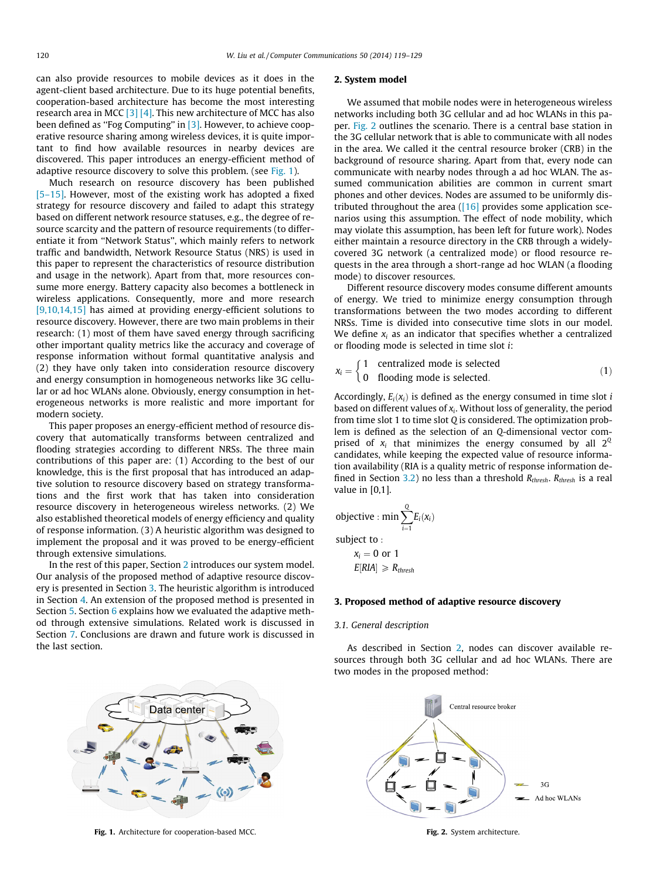can also provide resources to mobile devices as it does in the agent-client based architecture. Due to its huge potential benefits, cooperation-based architecture has become the most interesting research area in MCC [3] [4]. This new architecture of MCC has also been defined as ''Fog Computing'' in [3]. However, to achieve cooperative resource sharing among wireless devices, it is quite important to find how available resources in nearby devices are discovered. This paper introduces an energy-efficient method of adaptive resource discovery to solve this problem. (see Fig. 1).

Much research on resource discovery has been published [5–15]. However, most of the existing work has adopted a fixed strategy for resource discovery and failed to adapt this strategy based on different network resource statuses, e.g., the degree of resource scarcity and the pattern of resource requirements (to differentiate it from ''Network Status'', which mainly refers to network traffic and bandwidth, Network Resource Status (NRS) is used in this paper to represent the characteristics of resource distribution and usage in the network). Apart from that, more resources consume more energy. Battery capacity also becomes a bottleneck in wireless applications. Consequently, more and more research [9,10,14,15] has aimed at providing energy-efficient solutions to resource discovery. However, there are two main problems in their research: (1) most of them have saved energy through sacrificing other important quality metrics like the accuracy and coverage of response information without formal quantitative analysis and (2) they have only taken into consideration resource discovery and energy consumption in homogeneous networks like 3G cellular or ad hoc WLANs alone. Obviously, energy consumption in heterogeneous networks is more realistic and more important for modern society.

This paper proposes an energy-efficient method of resource discovery that automatically transforms between centralized and flooding strategies according to different NRSs. The three main contributions of this paper are: (1) According to the best of our knowledge, this is the first proposal that has introduced an adaptive solution to resource discovery based on strategy transformations and the first work that has taken into consideration resource discovery in heterogeneous wireless networks. (2) We also established theoretical models of energy efficiency and quality of response information. (3) A heuristic algorithm was designed to implement the proposal and it was proved to be energy-efficient through extensive simulations.

In the rest of this paper, Section 2 introduces our system model. Our analysis of the proposed method of adaptive resource discovery is presented in Section 3. The heuristic algorithm is introduced in Section 4. An extension of the proposed method is presented in Section 5. Section 6 explains how we evaluated the adaptive method through extensive simulations. Related work is discussed in Section 7. Conclusions are drawn and future work is discussed in the last section.

Fig. 1. Architecture for cooperation-based MCC.

## 2. System model

We assumed that mobile nodes were in heterogeneous wireless networks including both 3G cellular and ad hoc WLANs in this paper. Fig. 2 outlines the scenario. There is a central base station in the 3G cellular network that is able to communicate with all nodes in the area. We called it the central resource broker (CRB) in the background of resource sharing. Apart from that, every node can communicate with nearby nodes through a ad hoc WLAN. The assumed communication abilities are common in current smart phones and other devices. Nodes are assumed to be uniformly distributed throughout the area ([16] provides some application scenarios using this assumption. The effect of node mobility, which may violate this assumption, has been left for future work). Nodes either maintain a resource directory in the CRB through a widely-covered 3G network (a centralized mode) or flood resource requests in the area through a short-range ad hoc WLAN (a flooding mode) to discover resources.

Different resource discovery modes consume different amounts of energy. We tried to minimize energy consumption through transformations between the two modes according to different NRSs. Time is divided into consecutive time slots in our model. We define $x_i$ as an indicator that specifies whether a centralized or flooding mode is selected in time slot $i$:

$$x_i = \begin{cases} 1 & \text{centralized mode is selected} \\ 0 & \text{flooding mode is selected.} \end{cases} \tag{1}$$

Accordingly, $E_i(x_i)$ is defined as the energy consumed in time slot $i$ based on different values of $x_i$. Without loss of generality, the period from time slot 1 to time slot $Q$ is considered. The optimization problem is defined as the selection of an $Q$-dimensional vector comprised of $x_i$ that minimizes the energy consumed by all $2^Q$ candidates, while keeping the expected value of resource information availability (RIA is a quality metric of response information defined in Section 3.2) no less than a threshold $R_{thresh}$. $R_{thresh}$ is a real value in [0,1].

$$\text{objective} : \min \sum_{i=1}^{Q} E_i(x_i)$$

subject to :

$$x_i = 0 \text{ or } 1$$

$$E[RIA] \geqslant R_{thresh}$$

## 3. Proposed method of adaptive resource discovery

### 3.1. General description

As described in Section 2, nodes can discover available resources through both 3G cellular and ad hoc WLANs. There are two modes in the proposed method:

Fig. 2. System architecture.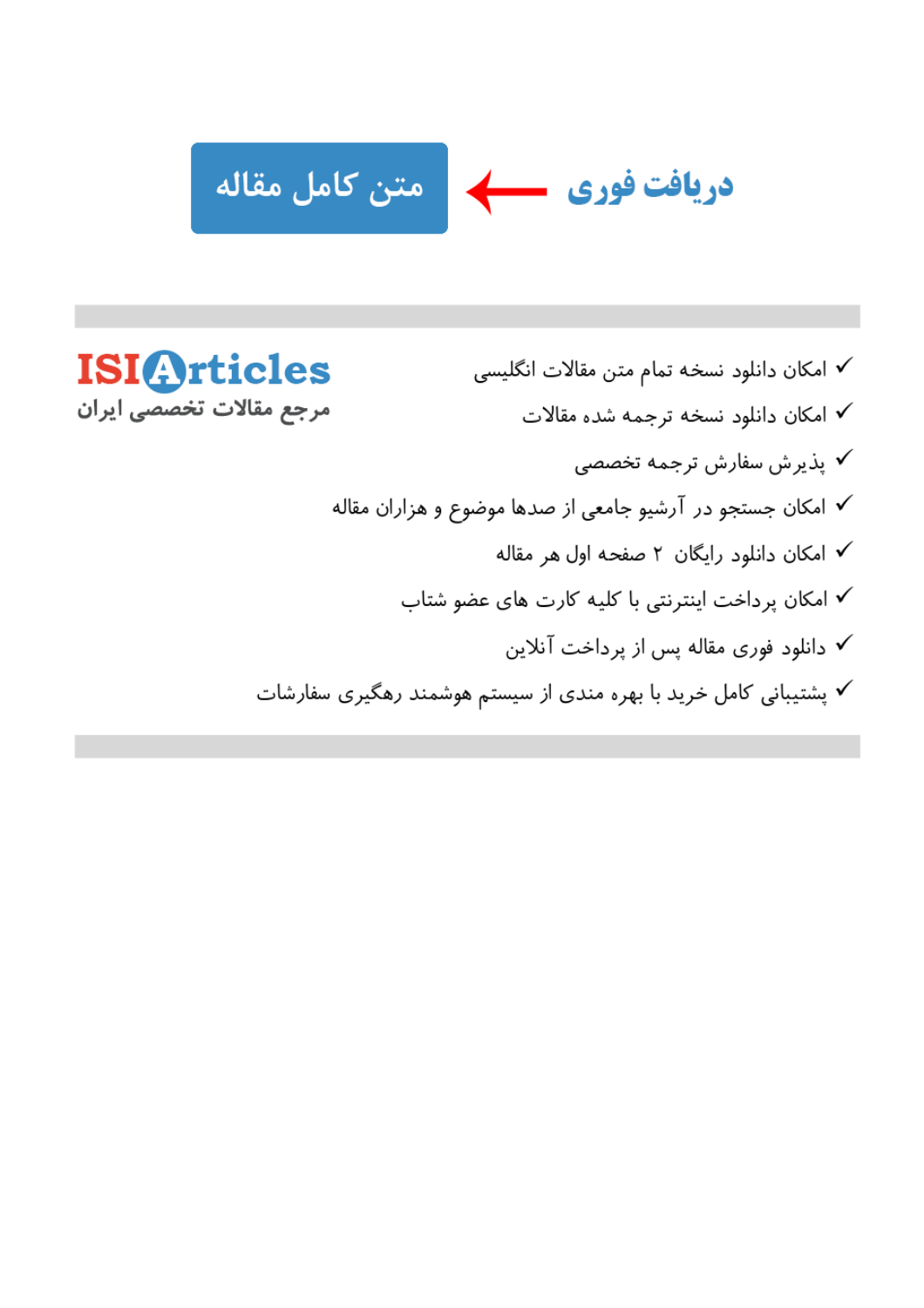دریافت فوری ← متن کامل مقاله

**ISIArticles**
مرجع مقالات تخصصی ایران

- ✓ امکان دانلود نسخه تمام متن مقالات انگلیسی
- ✓ امکان دانلود نسخه ترجمه شده مقالات
- ✓ پذیرش سفارش ترجمه تخصصی
- ✓ امکان جستجو در آرشیو جامعی از صدها موضوع و هزاران مقاله
- ✓ امکان دانلود رایگان ۲ صفحه اول هر مقاله
- ✓ امکان پرداخت اینترنتی با کلیه کارت های عضو شتاب
- ✓ دانلود فوری مقاله پس از پرداخت آنلاین
- ✓ پشتیبانی کامل خرید با بهره مندی از سیستم هوشمند رهگیری سفارشات